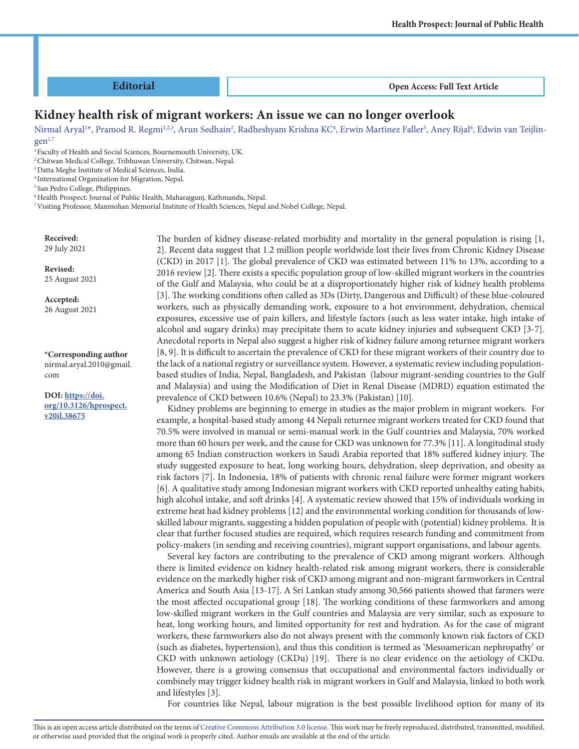Editorial

Open Access: Full Text Article

# Kidney health risk of migrant workers: An issue we can no longer overlook

Nirmal Aryal[1*], Pramod R. Regmi[1,2,3], Arun Sedhain[2], Radheshyam Krishna KC[4], Erwin Martinez Faller[5], Aney Rijal[6], Edwin van Teijlingen[1,7]

[1] Faculty of Health and Social Sciences, Bournemouth University, UK.
[2] Chitwan Medical College, Tribhuvan University, Chitwan, Nepal.
[3] Datta Meghe Institute of Medical Sciences, India.
[4] International Organization for Migration, Nepal.
[5] San Pedro College, Philippines.
[6] Health Prospect: Journal of Public Health, Maharajgunj, Kathmandu, Nepal.
[7] Visiting Professor, Manmohan Memorial Institute of Health Sciences, Nepal and Nobel College, Nepal.

**Received:** 29 July 2021

**Revised:** 25 August 2021

**Accepted:** 26 August 2021

**\*Corresponding author**
nirmal.aryal.2010@gmail.com

**DOI:** https://doi.org/10.3126/hprospect.v20il.38675

The burden of kidney disease-related morbidity and mortality in the general population is rising [1, 2]. Recent data suggest that 1.2 million people worldwide lost their lives from Chronic Kidney Disease (CKD) in 2017 [1]. The global prevalence of CKD was estimated between 11% to 13%, according to a 2016 review [2]. There exists a specific population group of low-skilled migrant workers in the countries of the Gulf and Malaysia, who could be at a disproportionately higher risk of kidney health problems [3]. The working conditions often called as 3Ds (Dirty, Dangerous and Difficult) of these blue-coloured workers, such as physically demanding work, exposure to a hot environment, dehydration, chemical exposures, excessive use of pain killers, and lifestyle factors (such as less water intake, high intake of alcohol and sugary drinks) may precipitate them to acute kidney injuries and subsequent CKD [3-7]. Anecdotal reports in Nepal also suggest a higher risk of kidney failure among returnee migrant workers [8, 9]. It is difficult to ascertain the prevalence of CKD for these migrant workers of their country due to the lack of a national registry or surveillance system. However, a systematic review including population-based studies of India, Nepal, Bangladesh, and Pakistan (labour migrant-sending countries to the Gulf and Malaysia) and using the Modification of Diet in Renal Disease (MDRD) equation estimated the prevalence of CKD between 10.6% (Nepal) to 23.3% (Pakistan) [10].

Kidney problems are beginning to emerge in studies as the major problem in migrant workers. For example, a hospital-based study among 44 Nepali returnee migrant workers treated for CKD found that 70.5% were involved in manual or semi-manual work in the Gulf countries and Malaysia, 70% worked more than 60 hours per week, and the cause for CKD was unknown for 77.3% [11]. A longitudinal study among 65 Indian construction workers in Saudi Arabia reported that 18% suffered kidney injury. The study suggested exposure to heat, long working hours, dehydration, sleep deprivation, and obesity as risk factors [7]. In Indonesia, 18% of patients with chronic renal failure were former migrant workers [6]. A qualitative study among Indonesian migrant workers with CKD reported unhealthy eating habits, high alcohol intake, and soft drinks [4]. A systematic review showed that 15% of individuals working in extreme heat had kidney problems [12] and the environmental working condition for thousands of low-skilled labour migrants, suggesting a hidden population of people with (potential) kidney problems. It is clear that further focused studies are required, which requires research funding and commitment from policy-makers (in sending and receiving countries), migrant support organisations, and labour agents.

Several key factors are contributing to the prevalence of CKD among migrant workers. Although there is limited evidence on kidney health-related risk among migrant workers, there is considerable evidence on the markedly higher risk of CKD among migrant and non-migrant farmworkers in Central America and South Asia [13-17]. A Sri Lankan study among 30,566 patients showed that farmers were the most affected occupational group [18]. The working conditions of these farmworkers and among low-skilled migrant workers in the Gulf countries and Malaysia are very similar, such as exposure to heat, long working hours, and limited opportunity for rest and hydration. As for the case of migrant workers, these farmworkers also do not always present with the commonly known risk factors of CKD (such as diabetes, hypertension), and thus this condition is termed as 'Mesoamerican nephropathy' or CKD with unknown aetiology (CKDu) [19]. There is no clear evidence on the aetiology of CKDu. However, there is a growing consensus that occupational and environmental factors individually or combinely may trigger kidney health risk in migrant workers in Gulf and Malaysia, linked to both work and lifestyles [3].

For countries like Nepal, labour migration is the best possible livelihood option for many of its

This is an open access article distributed on the terms of Creative Commons Attribution 3.0 license. This work may be freely reproduced, distributed, transmitted, modified, or otherwise used provided that the original work is properly cited. Author emails are available at the end of the article.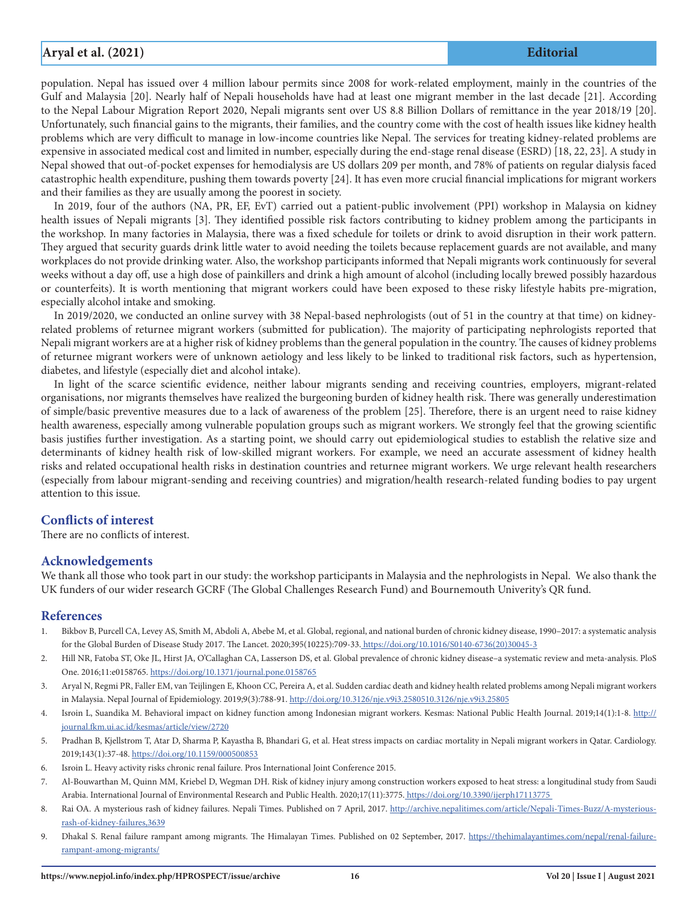population. Nepal has issued over 4 million labour permits since 2008 for work-related employment, mainly in the countries of the Gulf and Malaysia [20]. Nearly half of Nepali households have had at least one migrant member in the last decade [21]. According to the Nepal Labour Migration Report 2020, Nepali migrants sent over US 8.8 Billion Dollars of remittance in the year 2018/19 [20]. Unfortunately, such financial gains to the migrants, their families, and the country come with the cost of health issues like kidney health problems which are very difficult to manage in low-income countries like Nepal. The services for treating kidney-related problems are expensive in associated medical cost and limited in number, especially during the end-stage renal disease (ESRD) [18, 22, 23]. A study in Nepal showed that out-of-pocket expenses for hemodialysis are US dollars 209 per month, and 78% of patients on regular dialysis faced catastrophic health expenditure, pushing them towards poverty [24]. It has even more crucial financial implications for migrant workers and their families as they are usually among the poorest in society.

In 2019, four of the authors (NA, PR, EF, EvT) carried out a patient-public involvement (PPI) workshop in Malaysia on kidney health issues of Nepali migrants [3]. They identified possible risk factors contributing to kidney problem among the participants in the workshop. In many factories in Malaysia, there was a fixed schedule for toilets or drink to avoid disruption in their work pattern. They argued that security guards drink little water to avoid needing the toilets because replacement guards are not available, and many workplaces do not provide drinking water. Also, the workshop participants informed that Nepali migrants work continuously for several weeks without a day off, use a high dose of painkillers and drink a high amount of alcohol (including locally brewed possibly hazardous or counterfeits). It is worth mentioning that migrant workers could have been exposed to these risky lifestyle habits pre-migration, especially alcohol intake and smoking.

In 2019/2020, we conducted an online survey with 38 Nepal-based nephrologists (out of 51 in the country at that time) on kidney-related problems of returnee migrant workers (submitted for publication). The majority of participating nephrologists reported that Nepali migrant workers are at a higher risk of kidney problems than the general population in the country. The causes of kidney problems of returnee migrant workers were of unknown aetiology and less likely to be linked to traditional risk factors, such as hypertension, diabetes, and lifestyle (especially diet and alcohol intake).

In light of the scarce scientific evidence, neither labour migrants sending and receiving countries, employers, migrant-related organisations, nor migrants themselves have realized the burgeoning burden of kidney health risk. There was generally underestimation of simple/basic preventive measures due to a lack of awareness of the problem [25]. Therefore, there is an urgent need to raise kidney health awareness, especially among vulnerable population groups such as migrant workers. We strongly feel that the growing scientific basis justifies further investigation. As a starting point, we should carry out epidemiological studies to establish the relative size and determinants of kidney health risk of low-skilled migrant workers. For example, we need an accurate assessment of kidney health risks and related occupational health risks in destination countries and returnee migrant workers. We urge relevant health researchers (especially from labour migrant-sending and receiving countries) and migration/health research-related funding bodies to pay urgent attention to this issue.

## Conflicts of interest

There are no conflicts of interest.

## Acknowledgements

We thank all those who took part in our study: the workshop participants in Malaysia and the nephrologists in Nepal. We also thank the UK funders of our wider research GCRF (The Global Challenges Research Fund) and Bournemouth Univerity's QR fund.

## References

1. Bikbov B, Purcell CA, Levey AS, Smith M, Abdoli A, Abebe M, et al. Global, regional, and national burden of chronic kidney disease, 1990–2017: a systematic analysis for the Global Burden of Disease Study 2017. The Lancet. 2020;395(10225):709-33. https://doi.org/10.1016/S0140-6736(20)30045-3
2. Hill NR, Fatoba ST, Oke JL, Hirst JA, O'Callaghan CA, Lasserson DS, et al. Global prevalence of chronic kidney disease–a systematic review and meta-analysis. PloS One. 2016;11:e0158765. https://doi.org/10.1371/journal.pone.0158765
3. Aryal N, Regmi PR, Faller EM, van Teijlingen E, Khoon CC, Pereira A, et al. Sudden cardiac death and kidney health related problems among Nepali migrant workers in Malaysia. Nepal Journal of Epidemiology. 2019;9(3):788-91. http://doi.org/10.3126/nje.v9i3.2580510.3126/nje.v9i3.25805
4. Isroin L, Suandika M. Behavioral impact on kidney function among Indonesian migrant workers. Kesmas: National Public Health Journal. 2019;14(1):1-8. http://journal.fkm.ui.ac.id/kesmas/article/view/2720
5. Pradhan B, Kjellstrom T, Atar D, Sharma P, Kayastha B, Bhandari G, et al. Heat stress impacts on cardiac mortality in Nepali migrant workers in Qatar. Cardiology. 2019;143(1):37-48. https://doi.org/10.1159/000500853
6. Isroin L. Heavy activity risks chronic renal failure. Pros International Joint Conference 2015.
7. Al-Bouwarthan M, Quinn MM, Kriebel D, Wegman DH. Risk of kidney injury among construction workers exposed to heat stress: a longitudinal study from Saudi Arabia. International Journal of Environmental Research and Public Health. 2020;17(11):3775. https://doi.org/10.3390/ijerph17113775
8. Rai OA. A mysterious rash of kidney failures. Nepali Times. Published on 7 April, 2017. http://archive.nepalitimes.com/article/Nepali-Times-Buzz/A-mysterious-rash-of-kidney-failures,3639
9. Dhakal S. Renal failure rampant among migrants. The Himalayan Times. Published on 02 September, 2017. https://thehimalayantimes.com/nepal/renal-failure-rampant-among-migrants/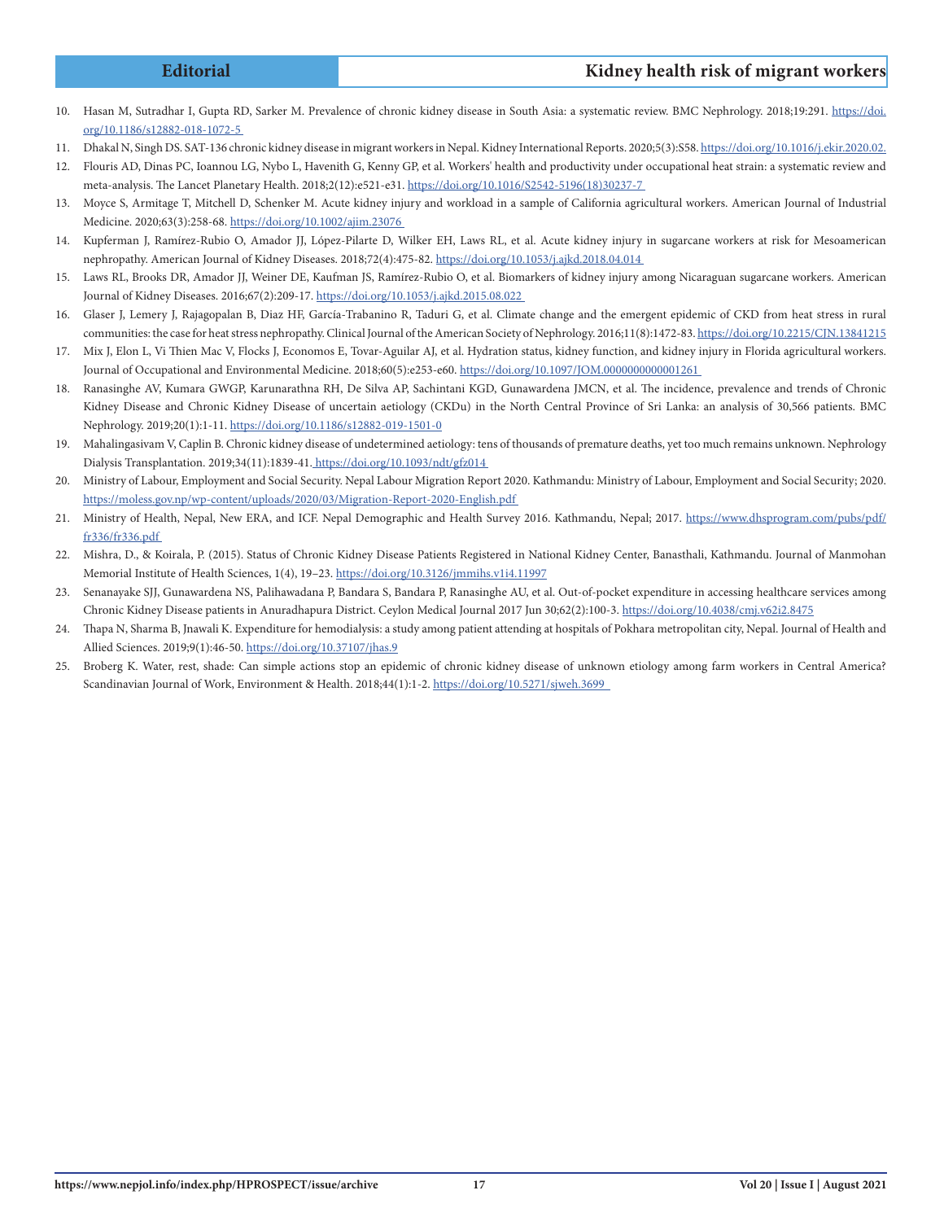10. Hasan M, Sutradhar I, Gupta RD, Sarker M. Prevalence of chronic kidney disease in South Asia: a systematic review. BMC Nephrology. 2018;19:291. https://doi.org/10.1186/s12882-018-1072-5

11. Dhakal N, Singh DS. SAT-136 chronic kidney disease in migrant workers in Nepal. Kidney International Reports. 2020;5(3):S58. https://doi.org/10.1016/j.ekir.2020.02.

12. Flouris AD, Dinas PC, Ioannou LG, Nybo L, Havenith G, Kenny GP, et al. Workers' health and productivity under occupational heat strain: a systematic review and meta-analysis. The Lancet Planetary Health. 2018;2(12):e521-e31. https://doi.org/10.1016/S2542-5196(18)30237-7

13. Moyce S, Armitage T, Mitchell D, Schenker M. Acute kidney injury and workload in a sample of California agricultural workers. American Journal of Industrial Medicine. 2020;63(3):258-68. https://doi.org/10.1002/ajim.23076

14. Kupferman J, Ramírez-Rubio O, Amador JJ, López-Pilarte D, Wilker EH, Laws RL, et al. Acute kidney injury in sugarcane workers at risk for Mesoamerican nephropathy. American Journal of Kidney Diseases. 2018;72(4):475-82. https://doi.org/10.1053/j.ajkd.2018.04.014

15. Laws RL, Brooks DR, Amador JJ, Weiner DE, Kaufman JS, Ramírez-Rubio O, et al. Biomarkers of kidney injury among Nicaraguan sugarcane workers. American Journal of Kidney Diseases. 2016;67(2):209-17. https://doi.org/10.1053/j.ajkd.2015.08.022

16. Glaser J, Lemery J, Rajagopalan B, Diaz HF, García-Trabanino R, Taduri G, et al. Climate change and the emergent epidemic of CKD from heat stress in rural communities: the case for heat stress nephropathy. Clinical Journal of the American Society of Nephrology. 2016;11(8):1472-83. https://doi.org/10.2215/CJN.13841215

17. Mix J, Elon L, Vi Thien Mac V, Flocks J, Economos E, Tovar-Aguilar AJ, et al. Hydration status, kidney function, and kidney injury in Florida agricultural workers. Journal of Occupational and Environmental Medicine. 2018;60(5):e253-e60. https://doi.org/10.1097/JOM.0000000000001261

18. Ranasinghe AV, Kumara GWGP, Karunarathna RH, De Silva AP, Sachintani KGD, Gunawardena JMCN, et al. The incidence, prevalence and trends of Chronic Kidney Disease and Chronic Kidney Disease of uncertain aetiology (CKDu) in the North Central Province of Sri Lanka: an analysis of 30,566 patients. BMC Nephrology. 2019;20(1):1-11. https://doi.org/10.1186/s12882-019-1501-0

19. Mahalingasivam V, Caplin B. Chronic kidney disease of undetermined aetiology: tens of thousands of premature deaths, yet too much remains unknown. Nephrology Dialysis Transplantation. 2019;34(11):1839-41. https://doi.org/10.1093/ndt/gfz014

20. Ministry of Labour, Employment and Social Security. Nepal Labour Migration Report 2020. Kathmandu: Ministry of Labour, Employment and Social Security; 2020. https://moless.gov.np/wp-content/uploads/2020/03/Migration-Report-2020-English.pdf

21. Ministry of Health, Nepal, New ERA, and ICF. Nepal Demographic and Health Survey 2016. Kathmandu, Nepal; 2017. https://www.dhsprogram.com/pubs/pdf/fr336/fr336.pdf

22. Mishra, D., & Koirala, P. (2015). Status of Chronic Kidney Disease Patients Registered in National Kidney Center, Banasthali, Kathmandu. Journal of Manmohan Memorial Institute of Health Sciences, 1(4), 19–23. https://doi.org/10.3126/jmmihs.v1i4.11997

23. Senanayake SJJ, Gunawardena NS, Palihawadana P, Bandara S, Bandara P, Ranasinghe AU, et al. Out-of-pocket expenditure in accessing healthcare services among Chronic Kidney Disease patients in Anuradhapura District. Ceylon Medical Journal 2017 Jun 30;62(2):100-3. https://doi.org/10.4038/cmj.v62i2.8475

24. Thapa N, Sharma B, Jnawali K. Expenditure for hemodialysis: a study among patient attending at hospitals of Pokhara metropolitan city, Nepal. Journal of Health and Allied Sciences. 2019;9(1):46-50. https://doi.org/10.37107/jhas.9

25. Broberg K. Water, rest, shade: Can simple actions stop an epidemic of chronic kidney disease of unknown etiology among farm workers in Central America? Scandinavian Journal of Work, Environment & Health. 2018;44(1):1-2. https://doi.org/10.5271/sjweh.3699